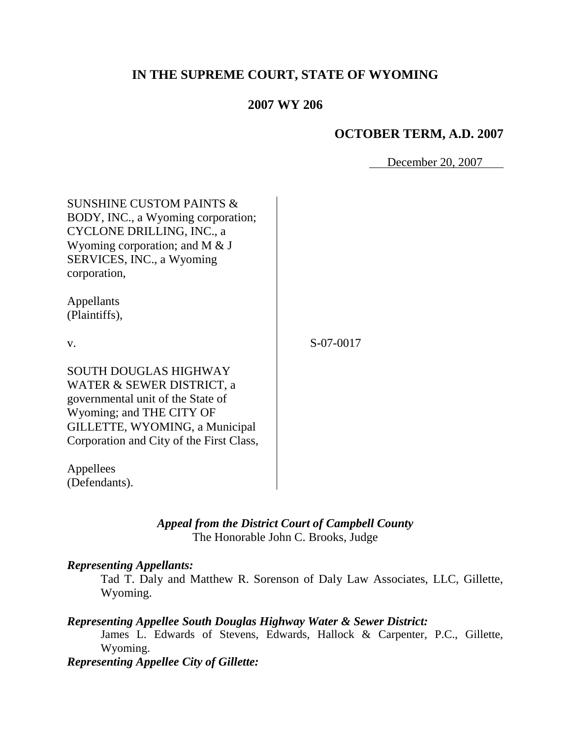# IN THE SUPREME COURT, STATE OF WYOMING

## 2007 WY 206

### OCTOBER TERM, A.D. 2007

December 20, 2007

SUNSHINE CUSTOM PAINTS & BODY, INC., a Wyoming corporation; CYCLONE DRILLING, INC., a Wyoming corporation; and M & J SERVICES, INC., a Wyoming corporation,

Appellants (Plaintiffs),

v.

S-07-0017

SOUTH DOUGLAS HIGHWAY WATER & SEWER DISTRICT, a governmental unit of the State of Wyoming; and THE CITY OF GILLETTE, WYOMING, a Municipal Corporation and City of the First Class,

Appellees (Defendants).

*Appeal from the District Court of Campbell County*
The Honorable John C. Brooks, Judge

***Representing Appellants:***

Tad T. Daly and Matthew R. Sorenson of Daly Law Associates, LLC, Gillette, Wyoming.

***Representing Appellee South Douglas Highway Water & Sewer District:***

James L. Edwards of Stevens, Edwards, Hallock & Carpenter, P.C., Gillette, Wyoming.

***Representing Appellee City of Gillette:***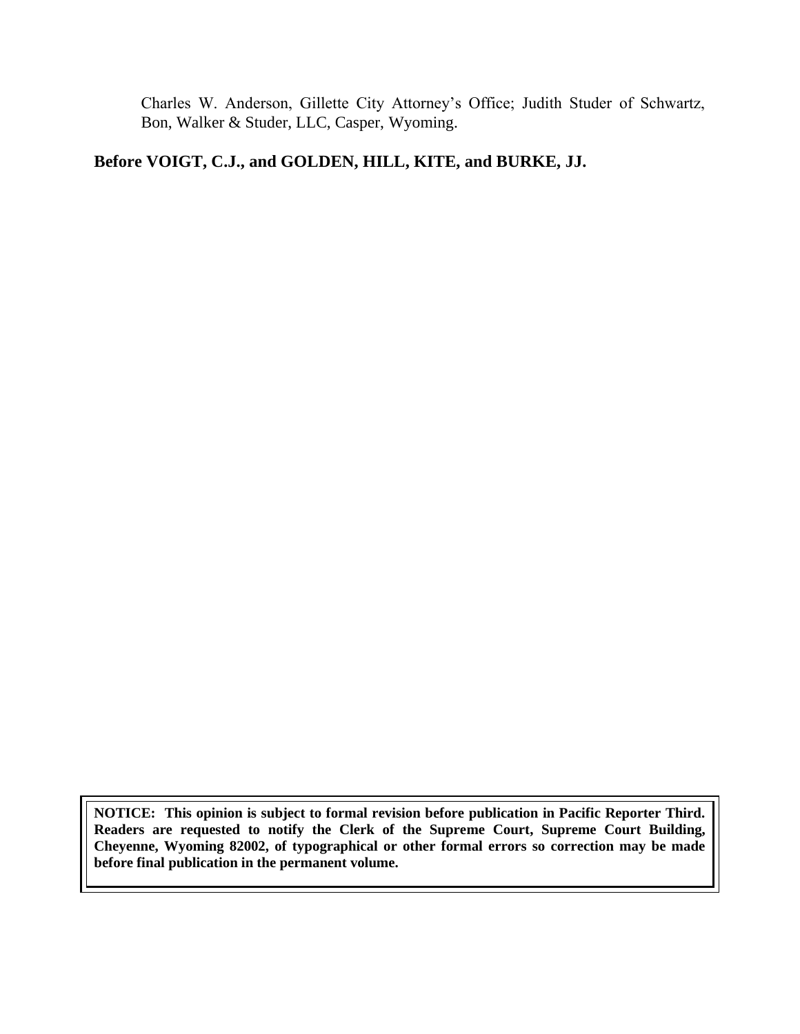Charles W. Anderson, Gillette City Attorney's Office; Judith Studer of Schwartz, Bon, Walker & Studer, LLC, Casper, Wyoming.

**Before VOIGT, C.J., and GOLDEN, HILL, KITE, and BURKE, JJ.**

**NOTICE: This opinion is subject to formal revision before publication in Pacific Reporter Third. Readers are requested to notify the Clerk of the Supreme Court, Supreme Court Building, Cheyenne, Wyoming 82002, of typographical or other formal errors so correction may be made before final publication in the permanent volume.**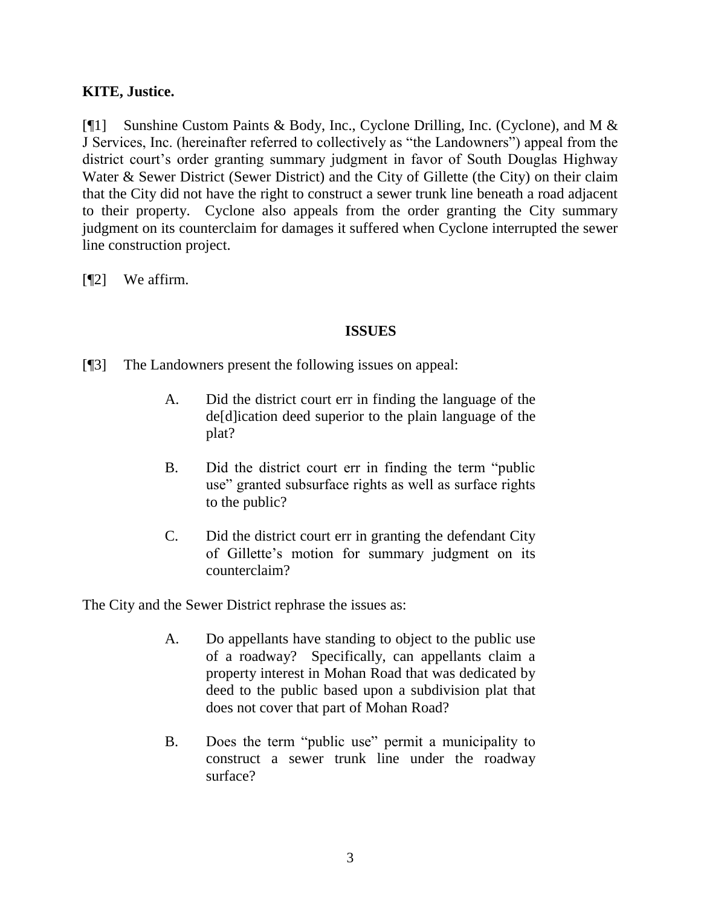**KITE, Justice.**

[¶1] Sunshine Custom Paints & Body, Inc., Cyclone Drilling, Inc. (Cyclone), and M & J Services, Inc. (hereinafter referred to collectively as "the Landowners") appeal from the district court's order granting summary judgment in favor of South Douglas Highway Water & Sewer District (Sewer District) and the City of Gillette (the City) on their claim that the City did not have the right to construct a sewer trunk line beneath a road adjacent to their property. Cyclone also appeals from the order granting the City summary judgment on its counterclaim for damages it suffered when Cyclone interrupted the sewer line construction project.

[¶2] We affirm.

## ISSUES

[¶3] The Landowners present the following issues on appeal:

> A. Did the district court err in finding the language of the de[d]ication deed superior to the plain language of the plat?
>
> B. Did the district court err in finding the term "public use" granted subsurface rights as well as surface rights to the public?
>
> C. Did the district court err in granting the defendant City of Gillette's motion for summary judgment on its counterclaim?

The City and the Sewer District rephrase the issues as:

> A. Do appellants have standing to object to the public use of a roadway? Specifically, can appellants claim a property interest in Mohan Road that was dedicated by deed to the public based upon a subdivision plat that does not cover that part of Mohan Road?
>
> B. Does the term "public use" permit a municipality to construct a sewer trunk line under the roadway surface?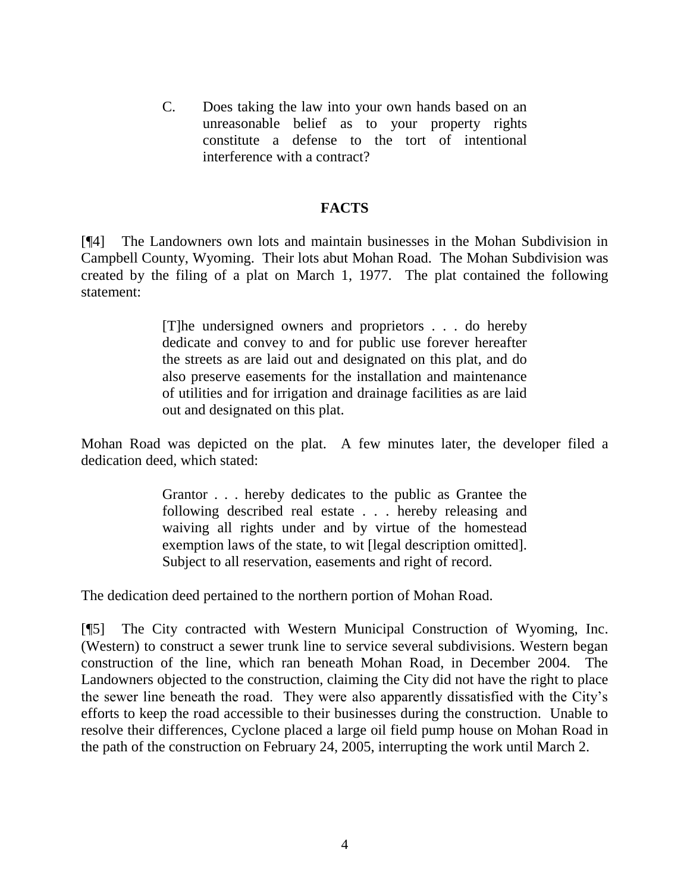> C. Does taking the law into your own hands based on an unreasonable belief as to your property rights constitute a defense to the tort of intentional interference with a contract?

## FACTS

[¶4] The Landowners own lots and maintain businesses in the Mohan Subdivision in Campbell County, Wyoming. Their lots abut Mohan Road. The Mohan Subdivision was created by the filing of a plat on March 1, 1977. The plat contained the following statement:

> [T]he undersigned owners and proprietors . . . do hereby dedicate and convey to and for public use forever hereafter the streets as are laid out and designated on this plat, and do also preserve easements for the installation and maintenance of utilities and for irrigation and drainage facilities as are laid out and designated on this plat.

Mohan Road was depicted on the plat. A few minutes later, the developer filed a dedication deed, which stated:

> Grantor . . . hereby dedicates to the public as Grantee the following described real estate . . . hereby releasing and waiving all rights under and by virtue of the homestead exemption laws of the state, to wit [legal description omitted]. Subject to all reservation, easements and right of record.

The dedication deed pertained to the northern portion of Mohan Road.

[¶5] The City contracted with Western Municipal Construction of Wyoming, Inc. (Western) to construct a sewer trunk line to service several subdivisions. Western began construction of the line, which ran beneath Mohan Road, in December 2004. The Landowners objected to the construction, claiming the City did not have the right to place the sewer line beneath the road. They were also apparently dissatisfied with the City's efforts to keep the road accessible to their businesses during the construction. Unable to resolve their differences, Cyclone placed a large oil field pump house on Mohan Road in the path of the construction on February 24, 2005, interrupting the work until March 2.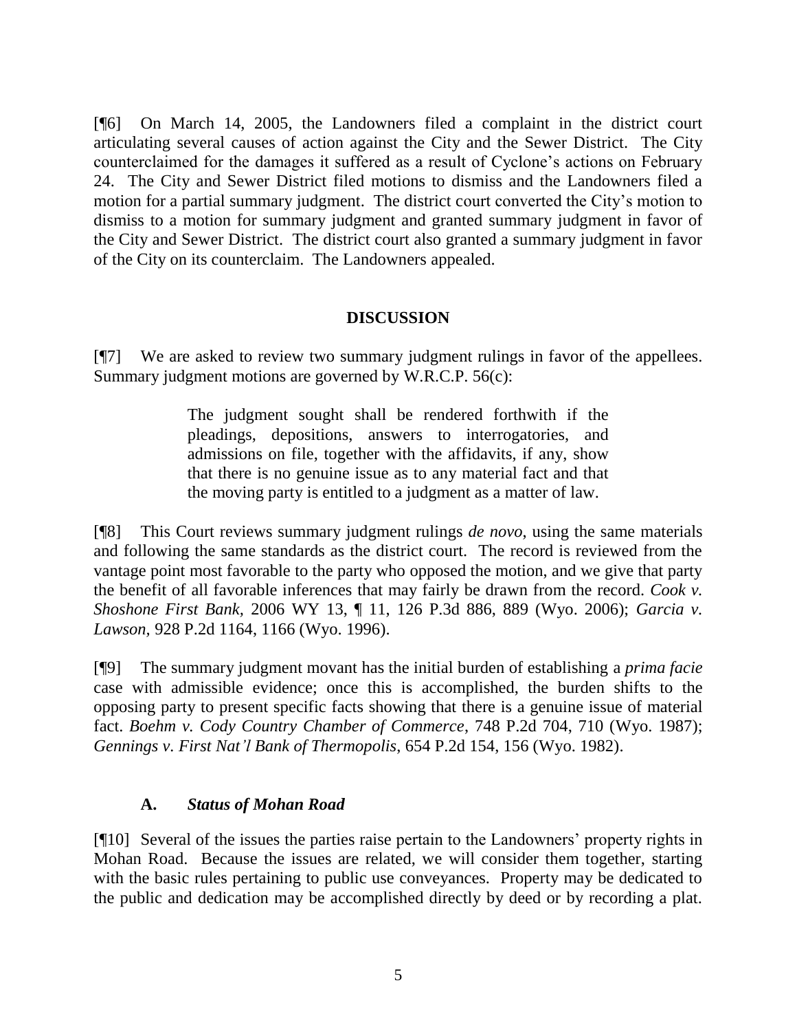[¶6] On March 14, 2005, the Landowners filed a complaint in the district court articulating several causes of action against the City and the Sewer District. The City counterclaimed for the damages it suffered as a result of Cyclone's actions on February 24. The City and Sewer District filed motions to dismiss and the Landowners filed a motion for a partial summary judgment. The district court converted the City's motion to dismiss to a motion for summary judgment and granted summary judgment in favor of the City and Sewer District. The district court also granted a summary judgment in favor of the City on its counterclaim. The Landowners appealed.

## DISCUSSION

[¶7] We are asked to review two summary judgment rulings in favor of the appellees. Summary judgment motions are governed by W.R.C.P. 56(c):

> The judgment sought shall be rendered forthwith if the pleadings, depositions, answers to interrogatories, and admissions on file, together with the affidavits, if any, show that there is no genuine issue as to any material fact and that the moving party is entitled to a judgment as a matter of law.

[¶8] This Court reviews summary judgment rulings *de novo*, using the same materials and following the same standards as the district court. The record is reviewed from the vantage point most favorable to the party who opposed the motion, and we give that party the benefit of all favorable inferences that may fairly be drawn from the record. *Cook v. Shoshone First Bank*, 2006 WY 13, ¶ 11, 126 P.3d 886, 889 (Wyo. 2006); *Garcia v. Lawson*, 928 P.2d 1164, 1166 (Wyo. 1996).

[¶9] The summary judgment movant has the initial burden of establishing a *prima facie* case with admissible evidence; once this is accomplished, the burden shifts to the opposing party to present specific facts showing that there is a genuine issue of material fact. *Boehm v. Cody Country Chamber of Commerce*, 748 P.2d 704, 710 (Wyo. 1987); *Gennings v. First Nat'l Bank of Thermopolis*, 654 P.2d 154, 156 (Wyo. 1982).

### A. *Status of Mohan Road*

[¶10] Several of the issues the parties raise pertain to the Landowners' property rights in Mohan Road. Because the issues are related, we will consider them together, starting with the basic rules pertaining to public use conveyances. Property may be dedicated to the public and dedication may be accomplished directly by deed or by recording a plat.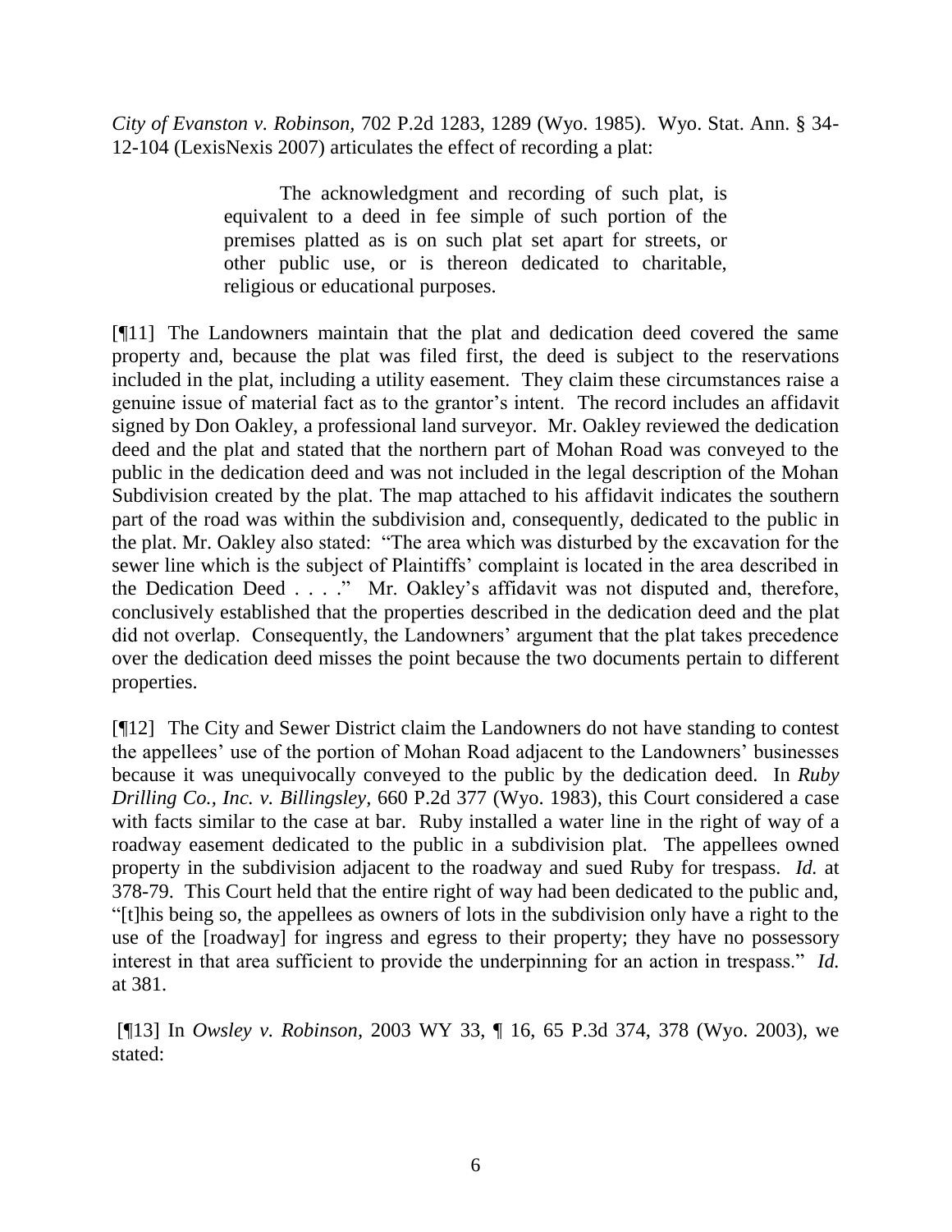*City of Evanston v. Robinson,* 702 P.2d 1283, 1289 (Wyo. 1985). Wyo. Stat. Ann. § 34-12-104 (LexisNexis 2007) articulates the effect of recording a plat:

> The acknowledgment and recording of such plat, is equivalent to a deed in fee simple of such portion of the premises platted as is on such plat set apart for streets, or other public use, or is thereon dedicated to charitable, religious or educational purposes.

[¶11] The Landowners maintain that the plat and dedication deed covered the same property and, because the plat was filed first, the deed is subject to the reservations included in the plat, including a utility easement. They claim these circumstances raise a genuine issue of material fact as to the grantor's intent. The record includes an affidavit signed by Don Oakley, a professional land surveyor. Mr. Oakley reviewed the dedication deed and the plat and stated that the northern part of Mohan Road was conveyed to the public in the dedication deed and was not included in the legal description of the Mohan Subdivision created by the plat. The map attached to his affidavit indicates the southern part of the road was within the subdivision and, consequently, dedicated to the public in the plat. Mr. Oakley also stated: "The area which was disturbed by the excavation for the sewer line which is the subject of Plaintiffs' complaint is located in the area described in the Dedication Deed . . . ." Mr. Oakley's affidavit was not disputed and, therefore, conclusively established that the properties described in the dedication deed and the plat did not overlap. Consequently, the Landowners' argument that the plat takes precedence over the dedication deed misses the point because the two documents pertain to different properties.

[¶12] The City and Sewer District claim the Landowners do not have standing to contest the appellees' use of the portion of Mohan Road adjacent to the Landowners' businesses because it was unequivocally conveyed to the public by the dedication deed. In *Ruby Drilling Co., Inc. v. Billingsley,* 660 P.2d 377 (Wyo. 1983), this Court considered a case with facts similar to the case at bar. Ruby installed a water line in the right of way of a roadway easement dedicated to the public in a subdivision plat. The appellees owned property in the subdivision adjacent to the roadway and sued Ruby for trespass. *Id.* at 378-79. This Court held that the entire right of way had been dedicated to the public and, "[t]his being so, the appellees as owners of lots in the subdivision only have a right to the use of the [roadway] for ingress and egress to their property; they have no possessory interest in that area sufficient to provide the underpinning for an action in trespass." *Id.* at 381.

[¶13] In *Owsley v. Robinson,* 2003 WY 33, ¶ 16, 65 P.3d 374, 378 (Wyo. 2003), we stated: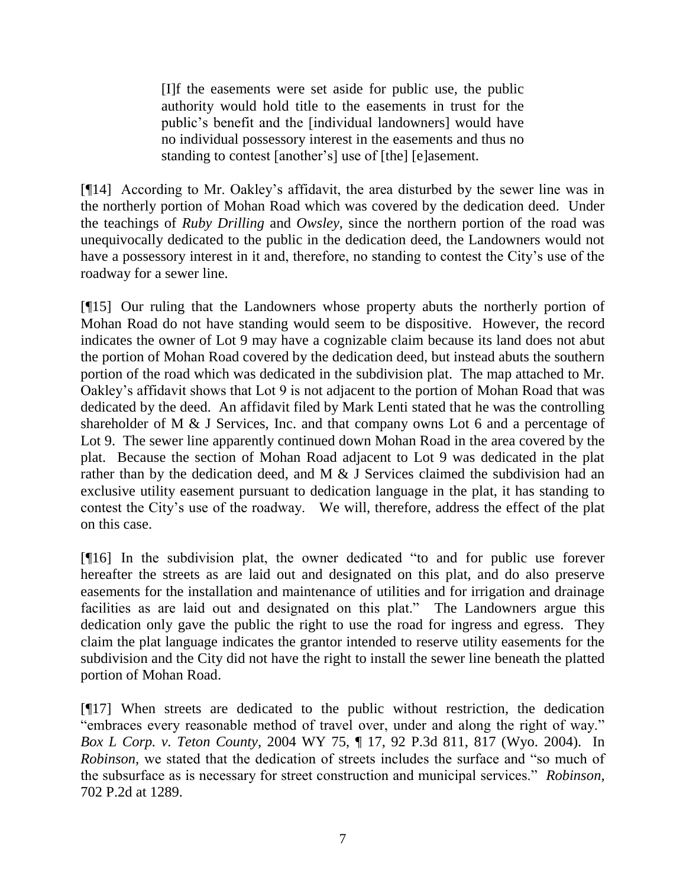> [I]f the easements were set aside for public use, the public authority would hold title to the easements in trust for the public's benefit and the [individual landowners] would have no individual possessory interest in the easements and thus no standing to contest [another's] use of [the] [e]asement.

[¶14] According to Mr. Oakley's affidavit, the area disturbed by the sewer line was in the northerly portion of Mohan Road which was covered by the dedication deed. Under the teachings of *Ruby Drilling* and *Owsley*, since the northern portion of the road was unequivocally dedicated to the public in the dedication deed, the Landowners would not have a possessory interest in it and, therefore, no standing to contest the City's use of the roadway for a sewer line.

[¶15] Our ruling that the Landowners whose property abuts the northerly portion of Mohan Road do not have standing would seem to be dispositive. However, the record indicates the owner of Lot 9 may have a cognizable claim because its land does not abut the portion of Mohan Road covered by the dedication deed, but instead abuts the southern portion of the road which was dedicated in the subdivision plat. The map attached to Mr. Oakley's affidavit shows that Lot 9 is not adjacent to the portion of Mohan Road that was dedicated by the deed. An affidavit filed by Mark Lenti stated that he was the controlling shareholder of M & J Services, Inc. and that company owns Lot 6 and a percentage of Lot 9. The sewer line apparently continued down Mohan Road in the area covered by the plat. Because the section of Mohan Road adjacent to Lot 9 was dedicated in the plat rather than by the dedication deed, and M & J Services claimed the subdivision had an exclusive utility easement pursuant to dedication language in the plat, it has standing to contest the City's use of the roadway. We will, therefore, address the effect of the plat on this case.

[¶16] In the subdivision plat, the owner dedicated "to and for public use forever hereafter the streets as are laid out and designated on this plat, and do also preserve easements for the installation and maintenance of utilities and for irrigation and drainage facilities as are laid out and designated on this plat." The Landowners argue this dedication only gave the public the right to use the road for ingress and egress. They claim the plat language indicates the grantor intended to reserve utility easements for the subdivision and the City did not have the right to install the sewer line beneath the platted portion of Mohan Road.

[¶17] When streets are dedicated to the public without restriction, the dedication "embraces every reasonable method of travel over, under and along the right of way." *Box L Corp. v. Teton County*, 2004 WY 75, ¶ 17, 92 P.3d 811, 817 (Wyo. 2004). In *Robinson*, we stated that the dedication of streets includes the surface and "so much of the subsurface as is necessary for street construction and municipal services." *Robinson*, 702 P.2d at 1289.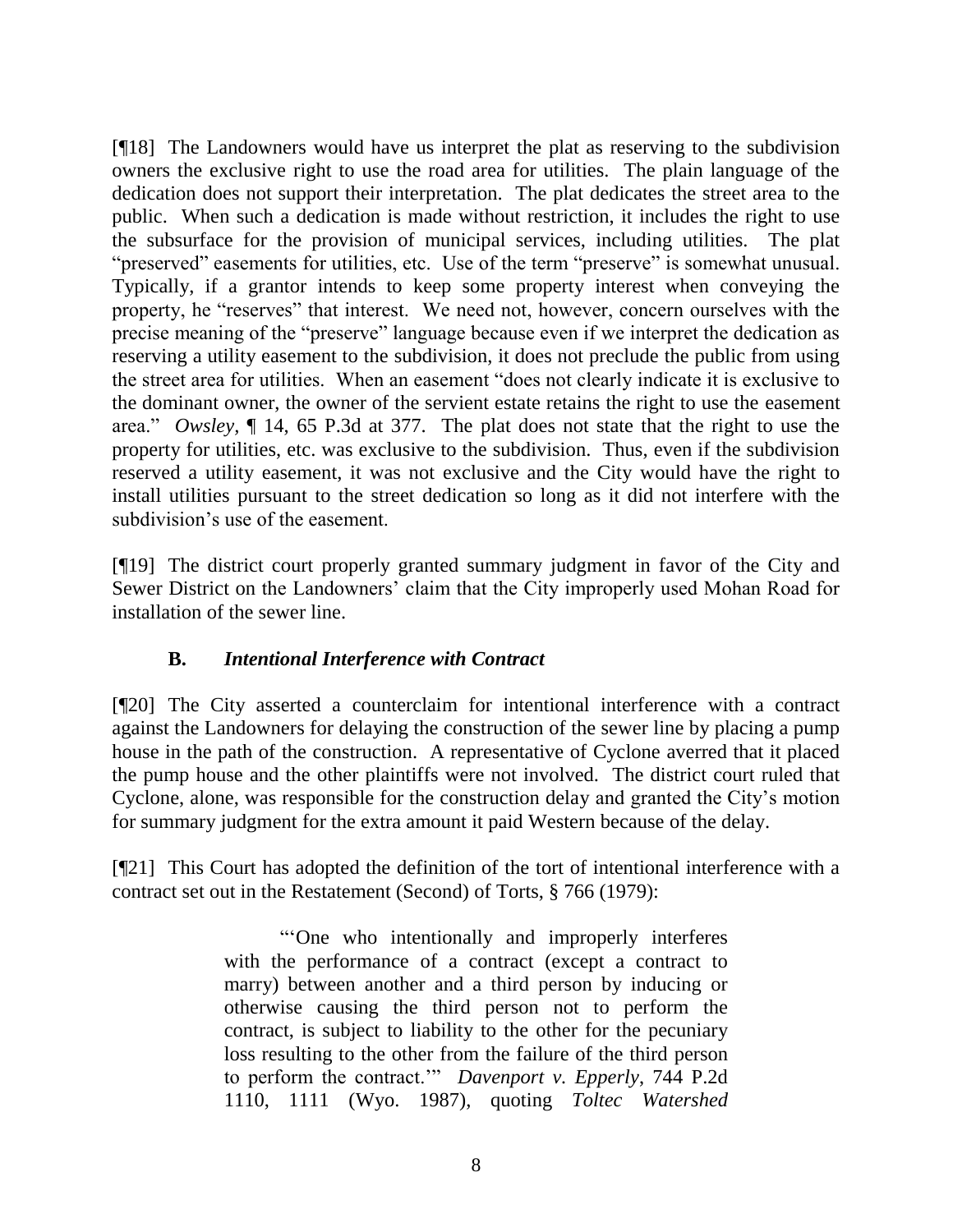[¶18] The Landowners would have us interpret the plat as reserving to the subdivision owners the exclusive right to use the road area for utilities. The plain language of the dedication does not support their interpretation. The plat dedicates the street area to the public. When such a dedication is made without restriction, it includes the right to use the subsurface for the provision of municipal services, including utilities. The plat "preserved" easements for utilities, etc. Use of the term "preserve" is somewhat unusual. Typically, if a grantor intends to keep some property interest when conveying the property, he "reserves" that interest. We need not, however, concern ourselves with the precise meaning of the "preserve" language because even if we interpret the dedication as reserving a utility easement to the subdivision, it does not preclude the public from using the street area for utilities. When an easement "does not clearly indicate it is exclusive to the dominant owner, the owner of the servient estate retains the right to use the easement area." *Owsley*, ¶ 14, 65 P.3d at 377. The plat does not state that the right to use the property for utilities, etc. was exclusive to the subdivision. Thus, even if the subdivision reserved a utility easement, it was not exclusive and the City would have the right to install utilities pursuant to the street dedication so long as it did not interfere with the subdivision's use of the easement.

[¶19] The district court properly granted summary judgment in favor of the City and Sewer District on the Landowners' claim that the City improperly used Mohan Road for installation of the sewer line.

### B. *Intentional Interference with Contract*

[¶20] The City asserted a counterclaim for intentional interference with a contract against the Landowners for delaying the construction of the sewer line by placing a pump house in the path of the construction. A representative of Cyclone averred that it placed the pump house and the other plaintiffs were not involved. The district court ruled that Cyclone, alone, was responsible for the construction delay and granted the City's motion for summary judgment for the extra amount it paid Western because of the delay.

[¶21] This Court has adopted the definition of the tort of intentional interference with a contract set out in the Restatement (Second) of Torts, § 766 (1979):

> "'One who intentionally and improperly interferes with the performance of a contract (except a contract to marry) between another and a third person by inducing or otherwise causing the third person not to perform the contract, is subject to liability to the other for the pecuniary loss resulting to the other from the failure of the third person to perform the contract.'" *Davenport v. Epperly*, 744 P.2d 1110, 1111 (Wyo. 1987), quoting *Toltec Watershed*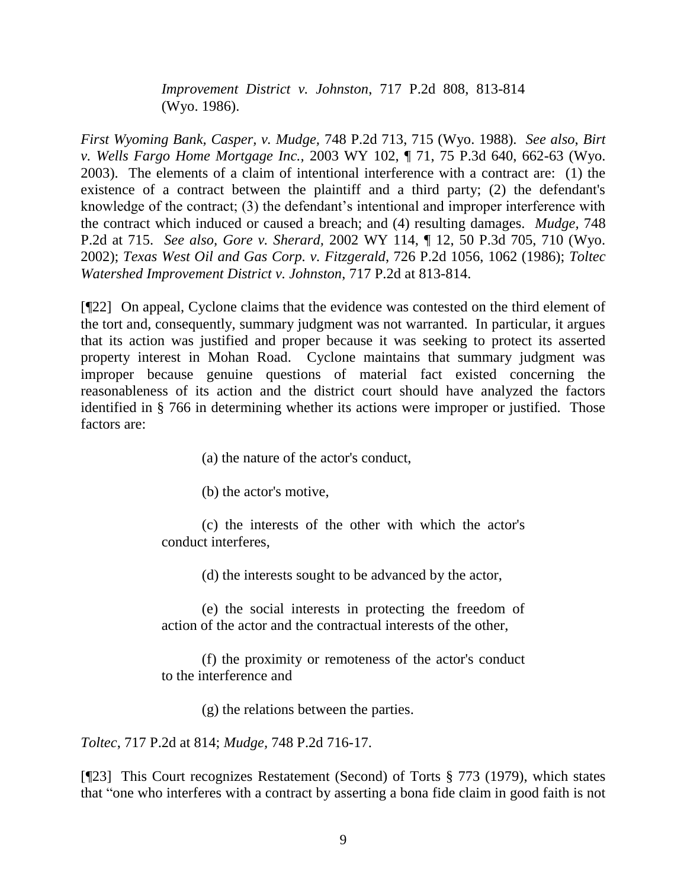> *Improvement District v. Johnston*, 717 P.2d 808, 813-814 (Wyo. 1986).

*First Wyoming Bank, Casper, v. Mudge,* 748 P.2d 713, 715 (Wyo. 1988). *See also*, *Birt v. Wells Fargo Home Mortgage Inc.,* 2003 WY 102, ¶ 71, 75 P.3d 640, 662-63 (Wyo. 2003). The elements of a claim of intentional interference with a contract are: (1) the existence of a contract between the plaintiff and a third party; (2) the defendant's knowledge of the contract; (3) the defendant's intentional and improper interference with the contract which induced or caused a breach; and (4) resulting damages. *Mudge,* 748 P.2d at 715. *See also, Gore v. Sherard,* 2002 WY 114, ¶ 12, 50 P.3d 705, 710 (Wyo. 2002); *Texas West Oil and Gas Corp. v. Fitzgerald*, 726 P.2d 1056, 1062 (1986); *Toltec Watershed Improvement District v. Johnston*, 717 P.2d at 813-814.

[¶22] On appeal, Cyclone claims that the evidence was contested on the third element of the tort and, consequently, summary judgment was not warranted. In particular, it argues that its action was justified and proper because it was seeking to protect its asserted property interest in Mohan Road. Cyclone maintains that summary judgment was improper because genuine questions of material fact existed concerning the reasonableness of its action and the district court should have analyzed the factors identified in § 766 in determining whether its actions were improper or justified. Those factors are:

> (a) the nature of the actor's conduct,
>
> (b) the actor's motive,
>
> (c) the interests of the other with which the actor's conduct interferes,
>
> (d) the interests sought to be advanced by the actor,
>
> (e) the social interests in protecting the freedom of action of the actor and the contractual interests of the other,
>
> (f) the proximity or remoteness of the actor's conduct to the interference and
>
> (g) the relations between the parties.

*Toltec*, 717 P.2d at 814; *Mudge,* 748 P.2d 716-17.

[¶23] This Court recognizes Restatement (Second) of Torts § 773 (1979), which states that "one who interferes with a contract by asserting a bona fide claim in good faith is not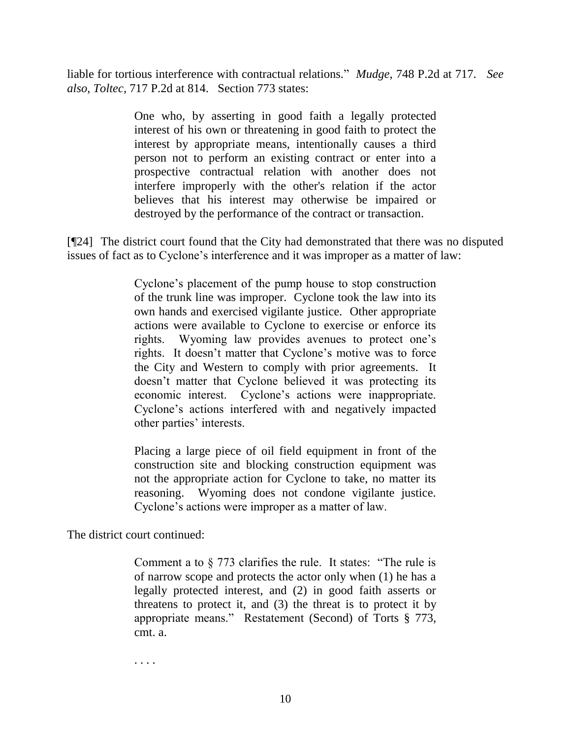liable for tortious interference with contractual relations." *Mudge,* 748 P.2d at 717. *See also*, *Toltec*, 717 P.2d at 814. Section 773 states:

> One who, by asserting in good faith a legally protected interest of his own or threatening in good faith to protect the interest by appropriate means, intentionally causes a third person not to perform an existing contract or enter into a prospective contractual relation with another does not interfere improperly with the other's relation if the actor believes that his interest may otherwise be impaired or destroyed by the performance of the contract or transaction.

[¶24] The district court found that the City had demonstrated that there was no disputed issues of fact as to Cyclone's interference and it was improper as a matter of law:

> Cyclone's placement of the pump house to stop construction of the trunk line was improper. Cyclone took the law into its own hands and exercised vigilante justice. Other appropriate actions were available to Cyclone to exercise or enforce its rights. Wyoming law provides avenues to protect one's rights. It doesn't matter that Cyclone's motive was to force the City and Western to comply with prior agreements. It doesn't matter that Cyclone believed it was protecting its economic interest. Cyclone's actions were inappropriate. Cyclone's actions interfered with and negatively impacted other parties' interests.
>
> Placing a large piece of oil field equipment in front of the construction site and blocking construction equipment was not the appropriate action for Cyclone to take, no matter its reasoning. Wyoming does not condone vigilante justice. Cyclone's actions were improper as a matter of law.

The district court continued:

> Comment a to § 773 clarifies the rule. It states: "The rule is of narrow scope and protects the actor only when (1) he has a legally protected interest, and (2) in good faith asserts or threatens to protect it, and (3) the threat is to protect it by appropriate means." Restatement (Second) of Torts § 773, cmt. a.
>
> . . . .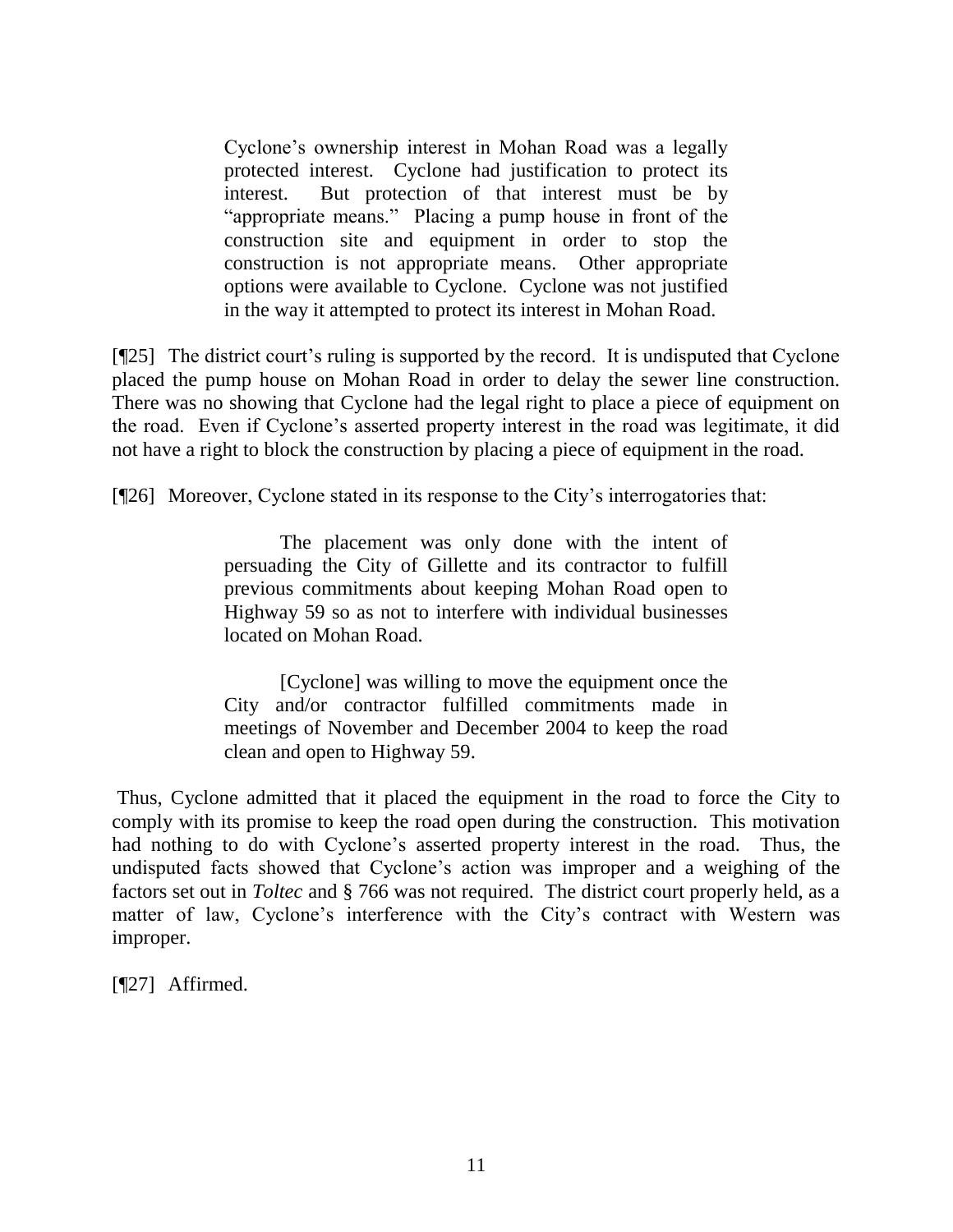> Cyclone's ownership interest in Mohan Road was a legally protected interest. Cyclone had justification to protect its interest. But protection of that interest must be by "appropriate means." Placing a pump house in front of the construction site and equipment in order to stop the construction is not appropriate means. Other appropriate options were available to Cyclone. Cyclone was not justified in the way it attempted to protect its interest in Mohan Road.

[¶25] The district court's ruling is supported by the record. It is undisputed that Cyclone placed the pump house on Mohan Road in order to delay the sewer line construction. There was no showing that Cyclone had the legal right to place a piece of equipment on the road. Even if Cyclone's asserted property interest in the road was legitimate, it did not have a right to block the construction by placing a piece of equipment in the road.

[¶26] Moreover, Cyclone stated in its response to the City's interrogatories that:

> The placement was only done with the intent of persuading the City of Gillette and its contractor to fulfill previous commitments about keeping Mohan Road open to Highway 59 so as not to interfere with individual businesses located on Mohan Road.
>
> [Cyclone] was willing to move the equipment once the City and/or contractor fulfilled commitments made in meetings of November and December 2004 to keep the road clean and open to Highway 59.

Thus, Cyclone admitted that it placed the equipment in the road to force the City to comply with its promise to keep the road open during the construction. This motivation had nothing to do with Cyclone's asserted property interest in the road. Thus, the undisputed facts showed that Cyclone's action was improper and a weighing of the factors set out in *Toltec* and § 766 was not required. The district court properly held, as a matter of law, Cyclone's interference with the City's contract with Western was improper.

[¶27] Affirmed.